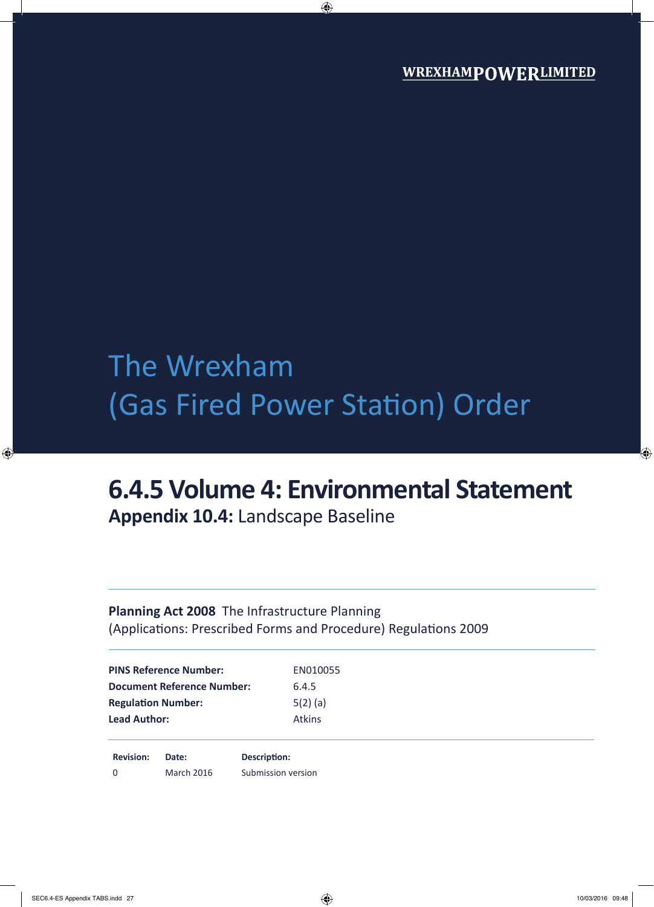WREXHAMPOWERLIMITED

# The Wrexham (Gas Fired Power Station) Order

## 6.4.5 Volume 4: Environmental Statement

**Appendix 10.4:** Landscape Baseline

**Planning Act 2008** The Infrastructure Planning (Applications: Prescribed Forms and Procedure) Regulations 2009

| | |
|---|---|
| **PINS Reference Number:** | EN010055 |
| **Document Reference Number:** | 6.4.5 |
| **Regulation Number:** | 5(2) (a) |
| **Lead Author:** | Atkins |

| **Revision:** | **Date:** | **Description:** |
|---|---|---|
| 0 | March 2016 | Submission version |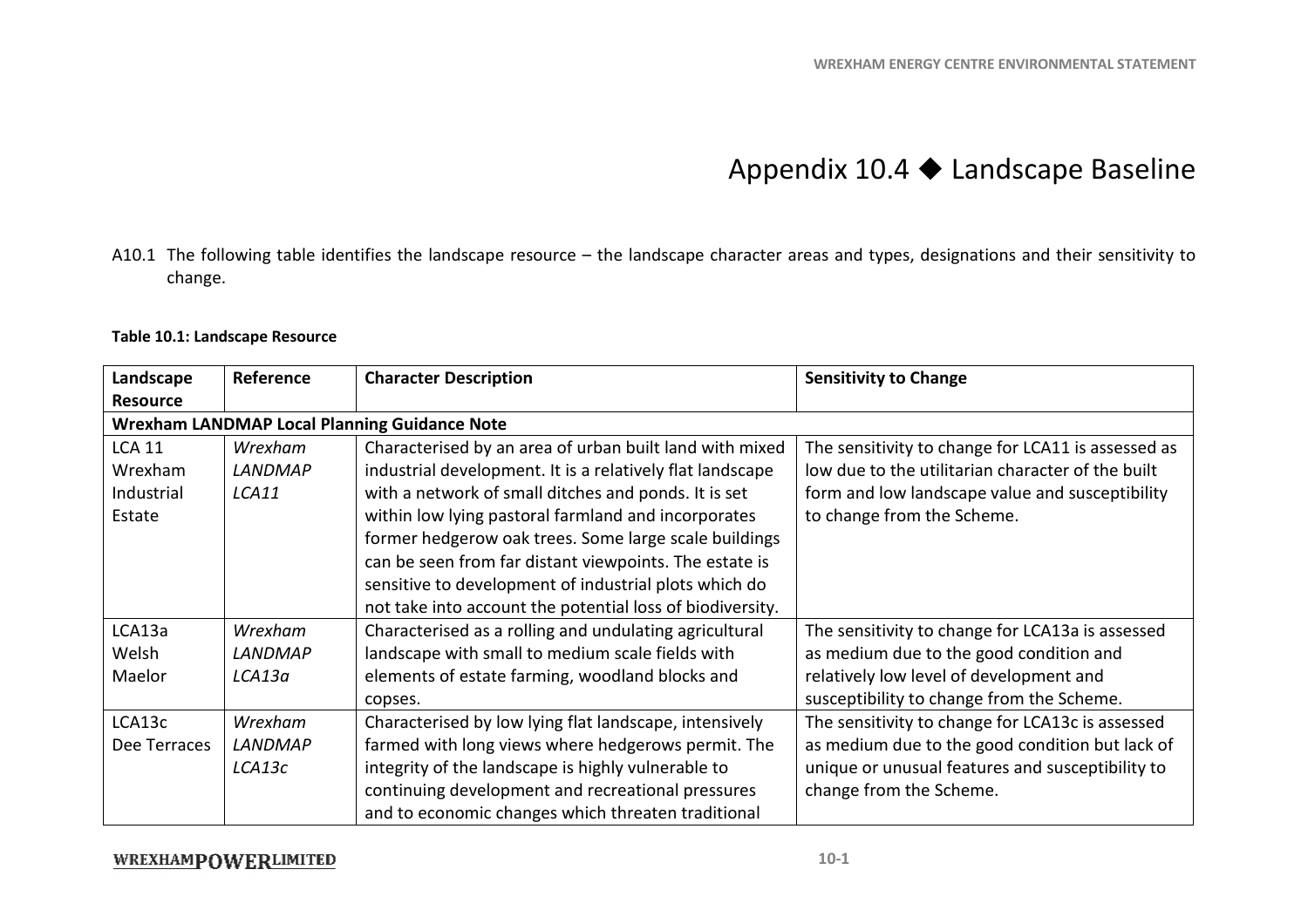# Appendix 10.4 ◆ Landscape Baseline

A10.1 The following table identifies the landscape resource – the landscape character areas and types, designations and their sensitivity to change.

**Table 10.1: Landscape Resource**

| Landscape Resource | Reference | Character Description | Sensitivity to Change |
|---|---|---|---|
| **Wrexham LANDMAP Local Planning Guidance Note** | | | |
| LCA 11 Wrexham Industrial Estate | *Wrexham LANDMAP LCA11* | Characterised by an area of urban built land with mixed industrial development. It is a relatively flat landscape with a network of small ditches and ponds. It is set within low lying pastoral farmland and incorporates former hedgerow oak trees. Some large scale buildings can be seen from far distant viewpoints. The estate is sensitive to development of industrial plots which do not take into account the potential loss of biodiversity. | The sensitivity to change for LCA11 is assessed as low due to the utilitarian character of the built form and low landscape value and susceptibility to change from the Scheme. |
| LCA13a Welsh Maelor | *Wrexham LANDMAP LCA13a* | Characterised as a rolling and undulating agricultural landscape with small to medium scale fields with elements of estate farming, woodland blocks and copses. | The sensitivity to change for LCA13a is assessed as medium due to the good condition and relatively low level of development and susceptibility to change from the Scheme. |
| LCA13c Dee Terraces | *Wrexham LANDMAP LCA13c* | Characterised by low lying flat landscape, intensively farmed with long views where hedgerows permit. The integrity of the landscape is highly vulnerable to continuing development and recreational pressures and to economic changes which threaten traditional | The sensitivity to change for LCA13c is assessed as medium due to the good condition but lack of unique or unusual features and susceptibility to change from the Scheme. |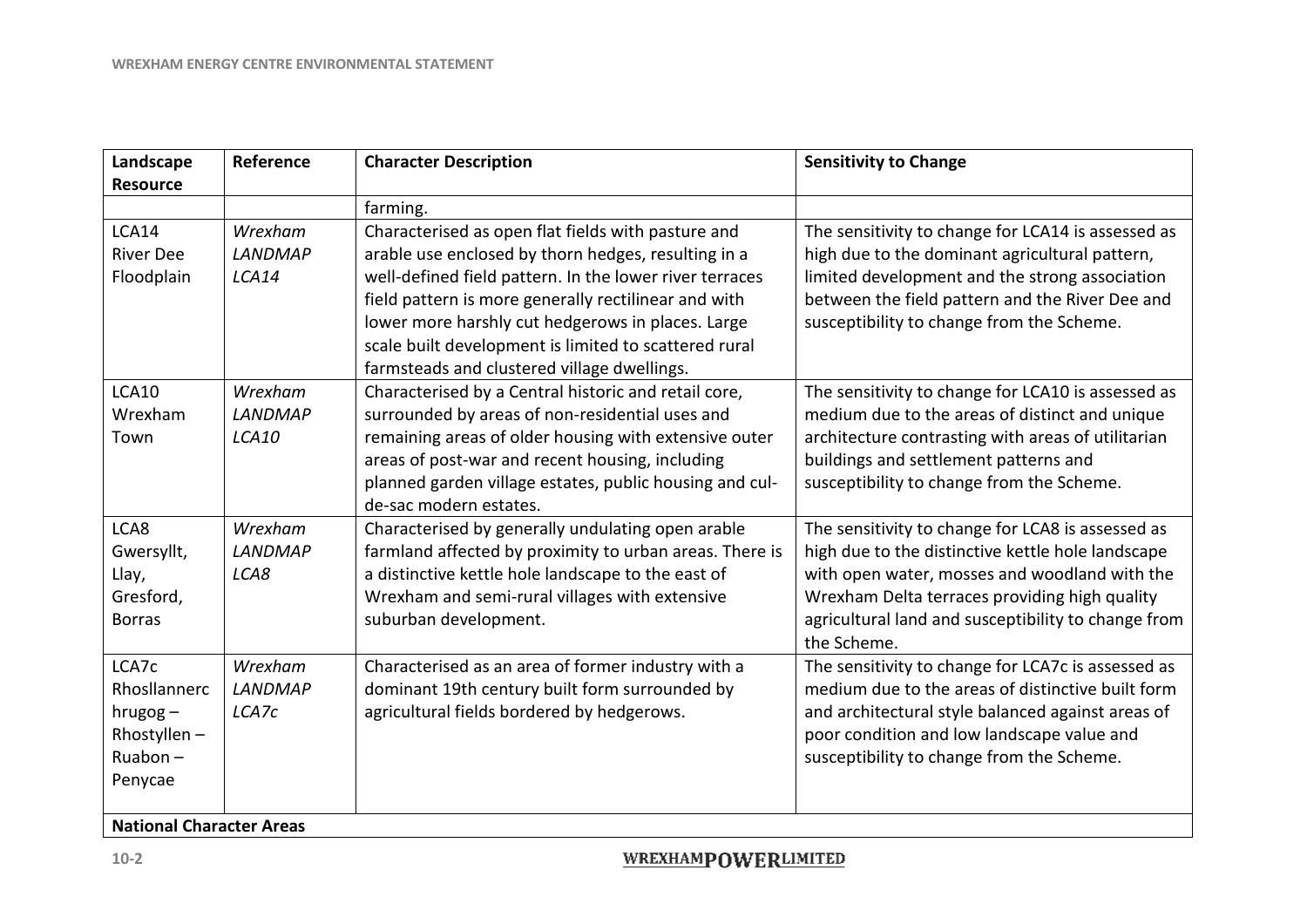| Landscape Resource | Reference | Character Description | Sensitivity to Change |
|---|---|---|---|
| | | farming. | |
| LCA14 River Dee Floodplain | *Wrexham LANDMAP LCA14* | Characterised as open flat fields with pasture and arable use enclosed by thorn hedges, resulting in a well-defined field pattern. In the lower river terraces field pattern is more generally rectilinear and with lower more harshly cut hedgerows in places. Large scale built development is limited to scattered rural farmsteads and clustered village dwellings. | The sensitivity to change for LCA14 is assessed as high due to the dominant agricultural pattern, limited development and the strong association between the field pattern and the River Dee and susceptibility to change from the Scheme. |
| LCA10 Wrexham Town | *Wrexham LANDMAP LCA10* | Characterised by a Central historic and retail core, surrounded by areas of non-residential uses and remaining areas of older housing with extensive outer areas of post-war and recent housing, including planned garden village estates, public housing and cul-de-sac modern estates. | The sensitivity to change for LCA10 is assessed as medium due to the areas of distinct and unique architecture contrasting with areas of utilitarian buildings and settlement patterns and susceptibility to change from the Scheme. |
| LCA8 Gwersyllt, Llay, Gresford, Borras | *Wrexham LANDMAP LCA8* | Characterised by generally undulating open arable farmland affected by proximity to urban areas. There is a distinctive kettle hole landscape to the east of Wrexham and semi-rural villages with extensive suburban development. | The sensitivity to change for LCA8 is assessed as high due to the distinctive kettle hole landscape with open water, mosses and woodland with the Wrexham Delta terraces providing high quality agricultural land and susceptibility to change from the Scheme. |
| LCA7c Rhosllannerchrugog – Rhostyllen – Ruabon – Penycae | *Wrexham LANDMAP LCA7c* | Characterised as an area of former industry with a dominant 19th century built form surrounded by agricultural fields bordered by hedgerows. | The sensitivity to change for LCA7c is assessed as medium due to the areas of distinctive built form and architectural style balanced against areas of poor condition and low landscape value and susceptibility to change from the Scheme. |
| **National Character Areas** | | | |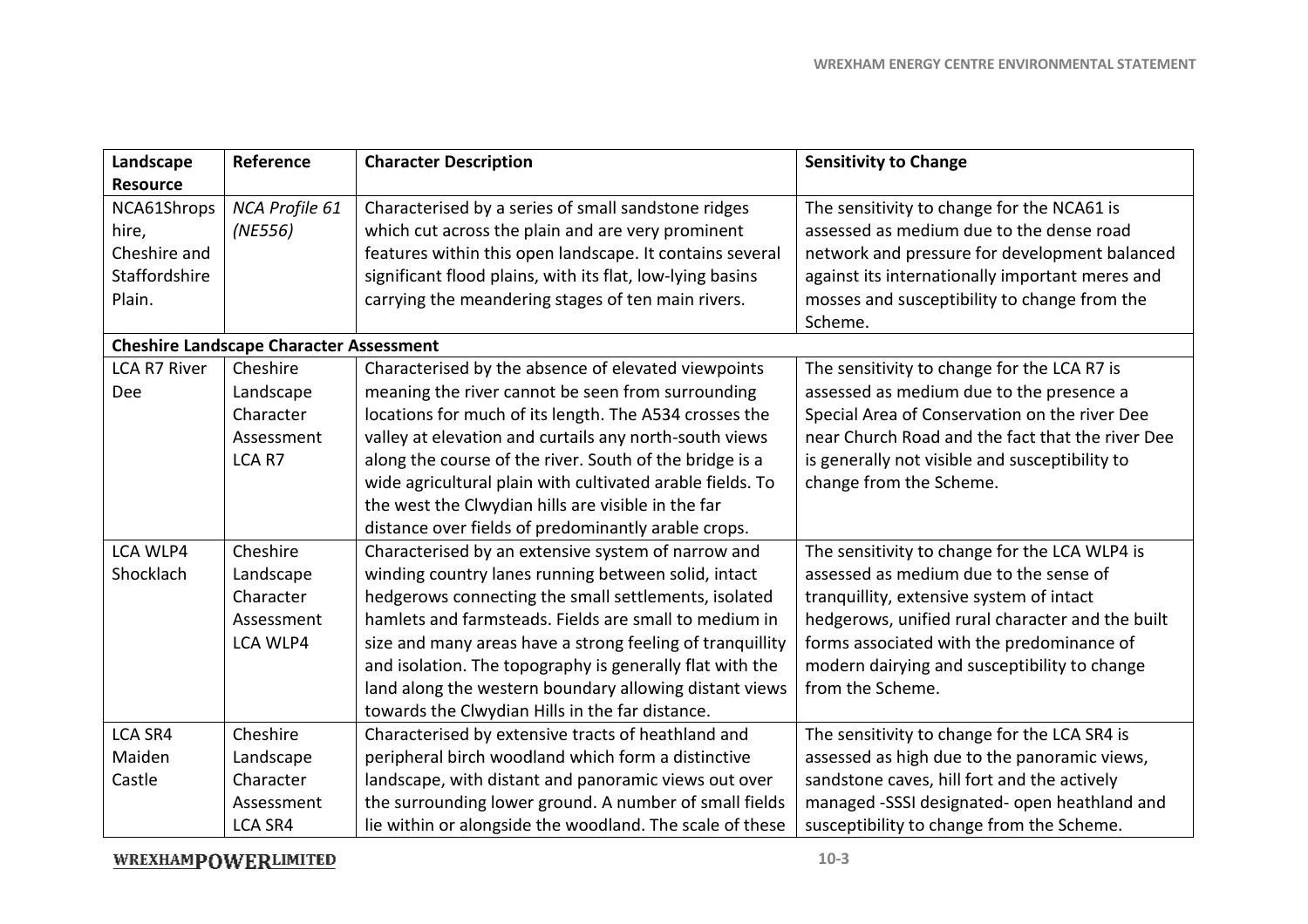| Landscape Resource | Reference | Character Description | Sensitivity to Change |
|---|---|---|---|
| NCA61Shropshire, Cheshire and Staffordshire Plain. | *NCA Profile 61 (NE556)* | Characterised by a series of small sandstone ridges which cut across the plain and are very prominent features within this open landscape. It contains several significant flood plains, with its flat, low-lying basins carrying the meandering stages of ten main rivers. | The sensitivity to change for the NCA61 is assessed as medium due to the dense road network and pressure for development balanced against its internationally important meres and mosses and susceptibility to change from the Scheme. |
| **Cheshire Landscape Character Assessment** | | | |
| LCA R7 River Dee | Cheshire Landscape Character Assessment LCA R7 | Characterised by the absence of elevated viewpoints meaning the river cannot be seen from surrounding locations for much of its length. The A534 crosses the valley at elevation and curtails any north-south views along the course of the river. South of the bridge is a wide agricultural plain with cultivated arable fields. To the west the Clwydian hills are visible in the far distance over fields of predominantly arable crops. | The sensitivity to change for the LCA R7 is assessed as medium due to the presence a Special Area of Conservation on the river Dee near Church Road and the fact that the river Dee is generally not visible and susceptibility to change from the Scheme. |
| LCA WLP4 Shocklach | Cheshire Landscape Character Assessment LCA WLP4 | Characterised by an extensive system of narrow and winding country lanes running between solid, intact hedgerows connecting the small settlements, isolated hamlets and farmsteads. Fields are small to medium in size and many areas have a strong feeling of tranquillity and isolation. The topography is generally flat with the land along the western boundary allowing distant views towards the Clwydian Hills in the far distance. | The sensitivity to change for the LCA WLP4 is assessed as medium due to the sense of tranquillity, extensive system of intact hedgerows, unified rural character and the built forms associated with the predominance of modern dairying and susceptibility to change from the Scheme. |
| LCA SR4 Maiden Castle | Cheshire Landscape Character Assessment LCA SR4 | Characterised by extensive tracts of heathland and peripheral birch woodland which form a distinctive landscape, with distant and panoramic views out over the surrounding lower ground. A number of small fields lie within or alongside the woodland. The scale of these | The sensitivity to change for the LCA SR4 is assessed as high due to the panoramic views, sandstone caves, hill fort and the actively managed -SSSI designated- open heathland and susceptibility to change from the Scheme. |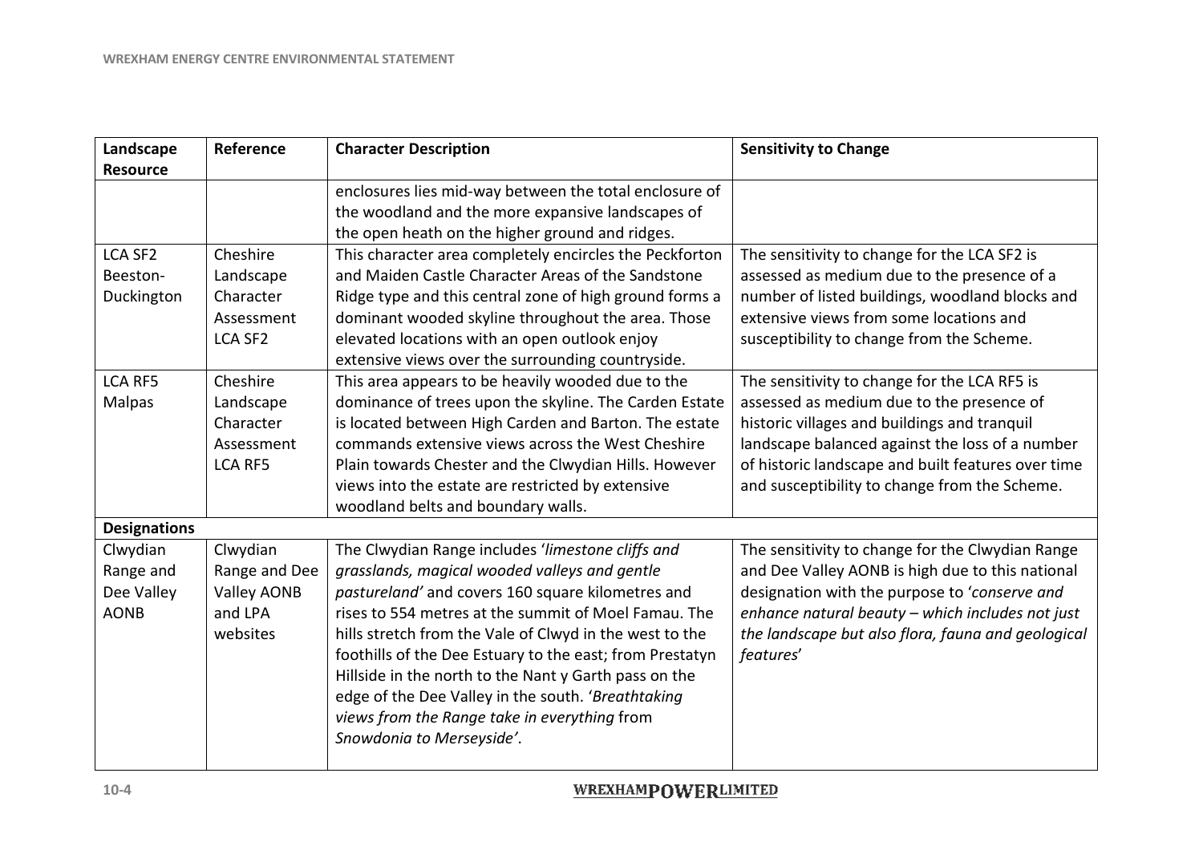| Landscape Resource | Reference | Character Description | Sensitivity to Change |
|---|---|---|---|
| | | enclosures lies mid-way between the total enclosure of the woodland and the more expansive landscapes of the open heath on the higher ground and ridges. | |
| LCA SF2 Beeston-Duckington | Cheshire Landscape Character Assessment LCA SF2 | This character area completely encircles the Peckforton and Maiden Castle Character Areas of the Sandstone Ridge type and this central zone of high ground forms a dominant wooded skyline throughout the area. Those elevated locations with an open outlook enjoy extensive views over the surrounding countryside. | The sensitivity to change for the LCA SF2 is assessed as medium due to the presence of a number of listed buildings, woodland blocks and extensive views from some locations and susceptibility to change from the Scheme. |
| LCA RF5 Malpas | Cheshire Landscape Character Assessment LCA RF5 | This area appears to be heavily wooded due to the dominance of trees upon the skyline. The Carden Estate is located between High Carden and Barton. The estate commands extensive views across the West Cheshire Plain towards Chester and the Clwydian Hills. However views into the estate are restricted by extensive woodland belts and boundary walls. | The sensitivity to change for the LCA RF5 is assessed as medium due to the presence of historic villages and buildings and tranquil landscape balanced against the loss of a number of historic landscape and built features over time and susceptibility to change from the Scheme. |
| **Designations** | | | |
| Clwydian Range and Dee Valley AONB | Clwydian Range and Dee Valley AONB and LPA websites | The Clwydian Range includes '*limestone cliffs and grasslands, magical wooded valleys and gentle pastureland'* and covers 160 square kilometres and rises to 554 metres at the summit of Moel Famau. The hills stretch from the Vale of Clwyd in the west to the foothills of the Dee Estuary to the east; from Prestatyn Hillside in the north to the Nant y Garth pass on the edge of the Dee Valley in the south. '*Breathtaking views from the Range take in everything* from *Snowdonia to Merseyside'*. | The sensitivity to change for the Clwydian Range and Dee Valley AONB is high due to this national designation with the purpose to '*conserve and enhance natural beauty – which includes not just the landscape but also flora, fauna and geological features*' |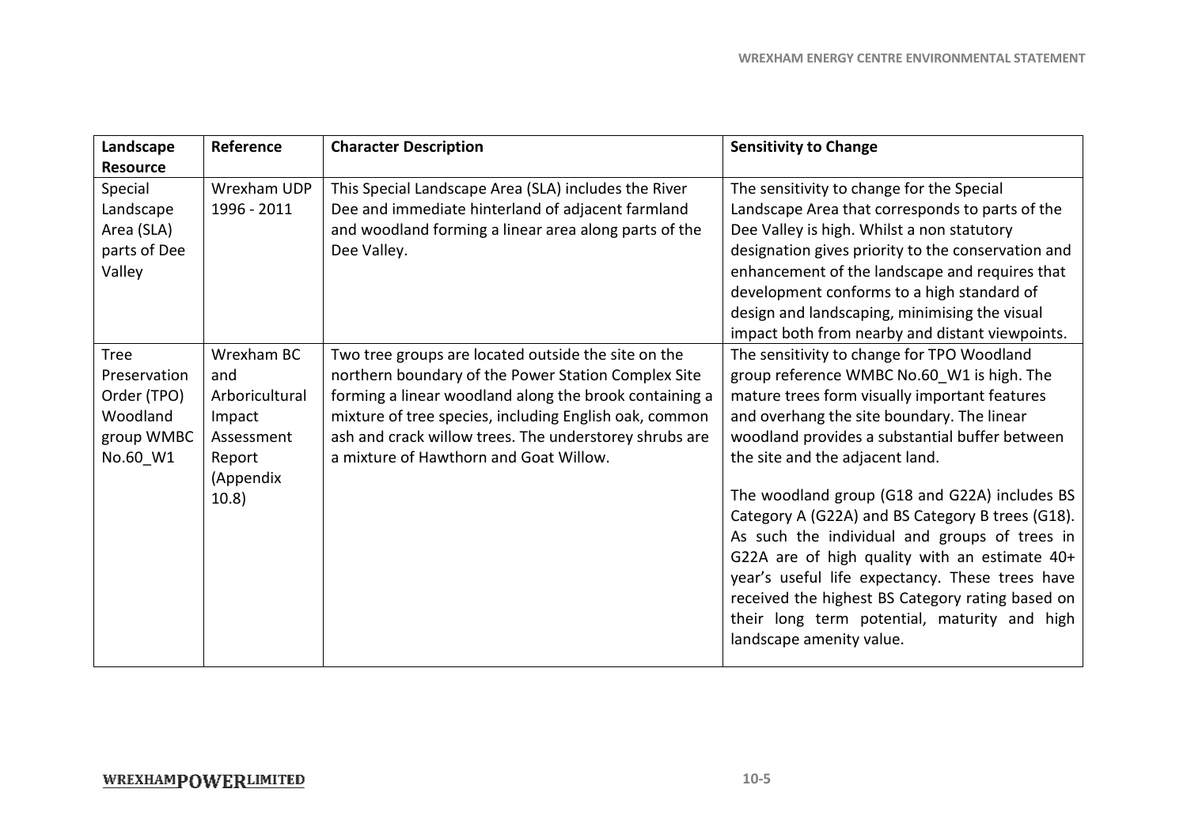| Landscape Resource | Reference | Character Description | Sensitivity to Change |
|---|---|---|---|
| Special Landscape Area (SLA) parts of Dee Valley | Wrexham UDP 1996 - 2011 | This Special Landscape Area (SLA) includes the River Dee and immediate hinterland of adjacent farmland and woodland forming a linear area along parts of the Dee Valley. | The sensitivity to change for the Special Landscape Area that corresponds to parts of the Dee Valley is high. Whilst a non statutory designation gives priority to the conservation and enhancement of the landscape and requires that development conforms to a high standard of design and landscaping, minimising the visual impact both from nearby and distant viewpoints. |
| Tree Preservation Order (TPO) Woodland group WMBC No.60_W1 | Wrexham BC and Arboricultural Impact Assessment Report (Appendix 10.8) | Two tree groups are located outside the site on the northern boundary of the Power Station Complex Site forming a linear woodland along the brook containing a mixture of tree species, including English oak, common ash and crack willow trees. The understorey shrubs are a mixture of Hawthorn and Goat Willow. | The sensitivity to change for TPO Woodland group reference WMBC No.60_W1 is high. The mature trees form visually important features and overhang the site boundary. The linear woodland provides a substantial buffer between the site and the adjacent land.<br><br>The woodland group (G18 and G22A) includes BS Category A (G22A) and BS Category B trees (G18). As such the individual and groups of trees in G22A are of high quality with an estimate 40+ year's useful life expectancy. These trees have received the highest BS Category rating based on their long term potential, maturity and high landscape amenity value. |